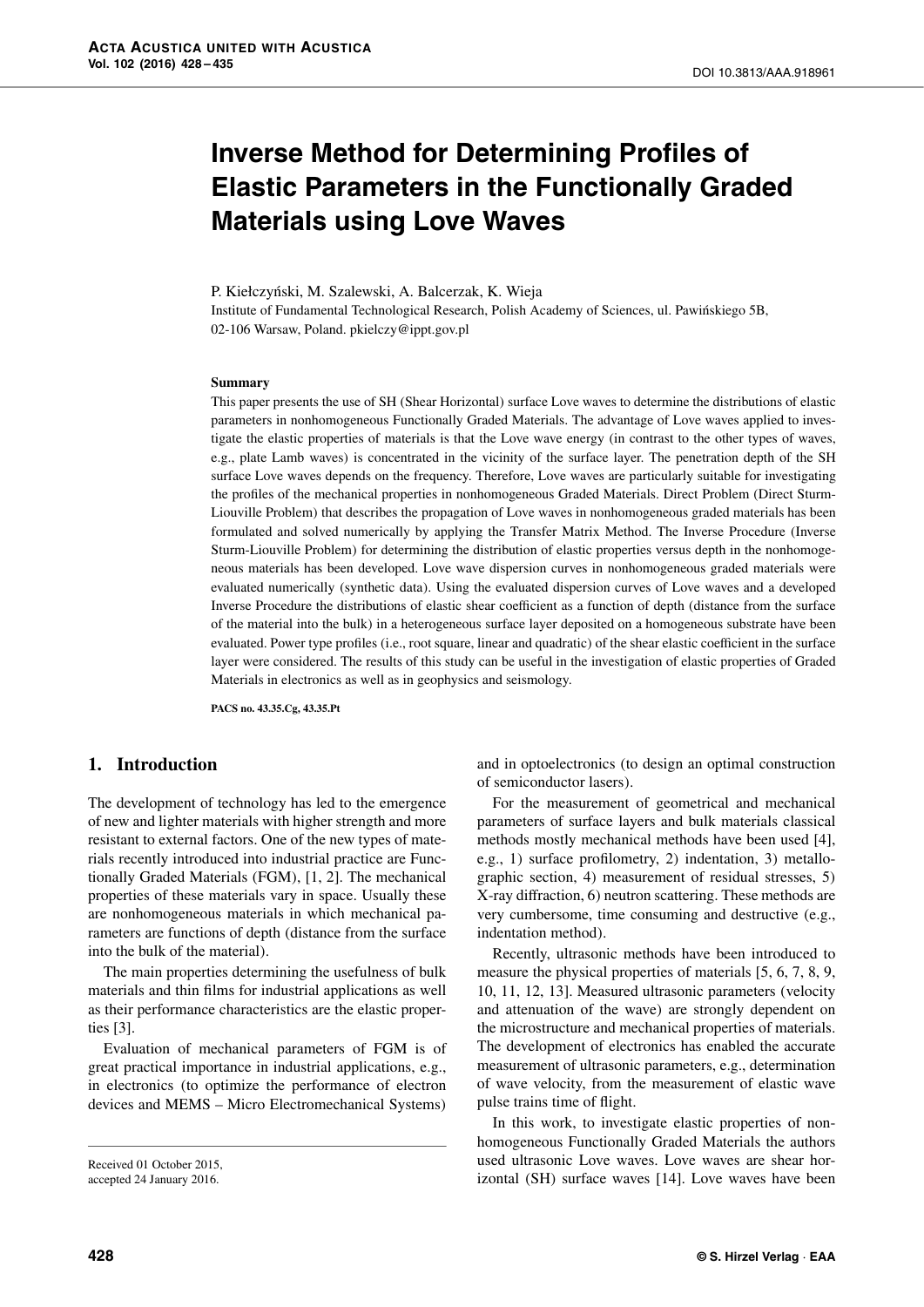# Inverse Method for Determining Profiles of Elastic Parameters in the Functionally Graded Materials using Love Waves

P. Kiełczyński, M. Szalewski, A. Balcerzak, K. Wieja

Institute of Fundamental Technological Research, Polish Academy of Sciences, ul. Pawińskiego 5B, 02-106 Warsaw, Poland. pkielczy@ippt.gov.pl

### Summary

This paper presents the use of SH (Shear Horizontal) surface Love waves to determine the distributions of elastic parameters in nonhomogeneous Functionally Graded Materials. The advantage of Love waves applied to investigate the elastic properties of materials is that the Love wave energy (in contrast to the other types of waves, e.g., plate Lamb waves) is concentrated in the vicinity of the surface layer. The penetration depth of the SH surface Love waves depends on the frequency. Therefore, Love waves are particularly suitable for investigating the profiles of the mechanical properties in nonhomogeneous Graded Materials. Direct Problem (Direct Sturm-Liouville Problem) that describes the propagation of Love waves in nonhomogeneous graded materials has been formulated and solved numerically by applying the Transfer Matrix Method. The Inverse Procedure (Inverse Sturm-Liouville Problem) for determining the distribution of elastic properties versus depth in the nonhomogeneous materials has been developed. Love wave dispersion curves in nonhomogeneous graded materials were evaluated numerically (synthetic data). Using the evaluated dispersion curves of Love waves and a developed Inverse Procedure the distributions of elastic shear coefficient as a function of depth (distance from the surface of the material into the bulk) in a heterogeneous surface layer deposited on a homogeneous substrate have been evaluated. Power type profiles (i.e., root square, linear and quadratic) of the shear elastic coefficient in the surface layer were considered. The results of this study can be useful in the investigation of elastic properties of Graded Materials in electronics as well as in geophysics and seismology.

**PACS no. 43.35.Cg, 43.35.Pt**

## 1. Introduction

The development of technology has led to the emergence of new and lighter materials with higher strength and more resistant to external factors. One of the new types of materials recently introduced into industrial practice are Functionally Graded Materials (FGM), [1, 2]. The mechanical properties of these materials vary in space. Usually these are nonhomogeneous materials in which mechanical parameters are functions of depth (distance from the surface into the bulk of the material).

The main properties determining the usefulness of bulk materials and thin films for industrial applications as well as their performance characteristics are the elastic properties [3].

Evaluation of mechanical parameters of FGM is of great practical importance in industrial applications, e.g., in electronics (to optimize the performance of electron devices and MEMS – Micro Electromechanical Systems) and in optoelectronics (to design an optimal construction of semiconductor lasers).

For the measurement of geometrical and mechanical parameters of surface layers and bulk materials classical methods mostly mechanical methods have been used [4], e.g., 1) surface profilometry, 2) indentation, 3) metallographic section, 4) measurement of residual stresses, 5) X-ray diffraction, 6) neutron scattering. These methods are very cumbersome, time consuming and destructive (e.g., indentation method).

Recently, ultrasonic methods have been introduced to measure the physical properties of materials [5, 6, 7, 8, 9, 10, 11, 12, 13]. Measured ultrasonic parameters (velocity and attenuation of the wave) are strongly dependent on the microstructure and mechanical properties of materials. The development of electronics has enabled the accurate measurement of ultrasonic parameters, e.g., determination of wave velocity, from the measurement of elastic wave pulse trains time of flight.

In this work, to investigate elastic properties of nonhomogeneous Functionally Graded Materials the authors used ultrasonic Love waves. Love waves are shear horizontal (SH) surface waves [14]. Love waves have been

Received 01 October 2015,
accepted 24 January 2016.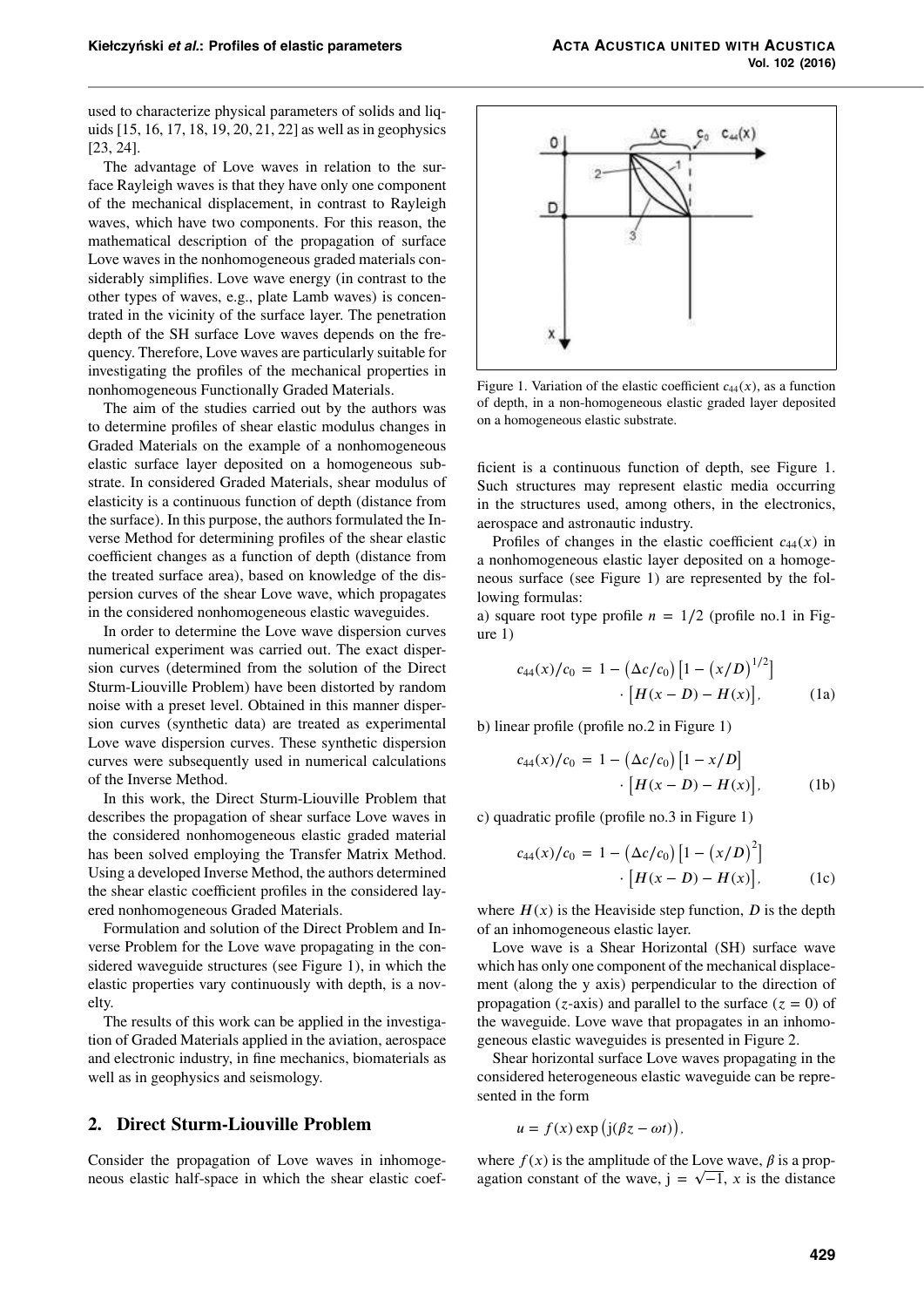used to characterize physical parameters of solids and liquids [15, 16, 17, 18, 19, 20, 21, 22] as well as in geophysics [23, 24].

The advantage of Love waves in relation to the surface Rayleigh waves is that they have only one component of the mechanical displacement, in contrast to Rayleigh waves, which have two components. For this reason, the mathematical description of the propagation of surface Love waves in the nonhomogeneous graded materials considerably simplifies. Love wave energy (in contrast to the other types of waves, e.g., plate Lamb waves) is concentrated in the vicinity of the surface layer. The penetration depth of the SH surface Love waves depends on the frequency. Therefore, Love waves are particularly suitable for investigating the profiles of the mechanical properties in nonhomogeneous Functionally Graded Materials.

The aim of the studies carried out by the authors was to determine profiles of shear elastic modulus changes in Graded Materials on the example of a nonhomogeneous elastic surface layer deposited on a homogeneous substrate. In considered Graded Materials, shear modulus of elasticity is a continuous function of depth (distance from the surface). In this purpose, the authors formulated the Inverse Method for determining profiles of the shear elastic coefficient changes as a function of depth (distance from the treated surface area), based on knowledge of the dispersion curves of the shear Love wave, which propagates in the considered nonhomogeneous elastic waveguides.

In order to determine the Love wave dispersion curves numerical experiment was carried out. The exact dispersion curves (determined from the solution of the Direct Sturm-Liouville Problem) have been distorted by random noise with a preset level. Obtained in this manner dispersion curves (synthetic data) are treated as experimental Love wave dispersion curves. These synthetic dispersion curves were subsequently used in numerical calculations of the Inverse Method.

In this work, the Direct Sturm-Liouville Problem that describes the propagation of shear surface Love waves in the considered nonhomogeneous elastic graded material has been solved employing the Transfer Matrix Method. Using a developed Inverse Method, the authors determined the shear elastic coefficient profiles in the considered layered nonhomogeneous Graded Materials.

Formulation and solution of the Direct Problem and Inverse Problem for the Love wave propagating in the considered waveguide structures (see Figure 1), in which the elastic properties vary continuously with depth, is a novelty.

The results of this work can be applied in the investigation of Graded Materials applied in the aviation, aerospace and electronic industry, in fine mechanics, biomaterials as well as in geophysics and seismology.

## 2. Direct Sturm-Liouville Problem

Consider the propagation of Love waves in inhomogeneous elastic half-space in which the shear elastic coefficient is a continuous function of depth, see Figure 1. Such structures may represent elastic media occurring in the structures used, among others, in the electronics, aerospace and astronautic industry.

Figure 1. Variation of the elastic coefficient $c_{44}(x)$, as a function of depth, in a non-homogeneous elastic graded layer deposited on a homogeneous elastic substrate.

Profiles of changes in the elastic coefficient $c_{44}(x)$ in a nonhomogeneous elastic layer deposited on a homogeneous surface (see Figure 1) are represented by the following formulas:

a) square root type profile $n = 1/2$ (profile no.1 in Figure 1)

$$c_{44}(x)/c_0 = 1 - (\Delta c/c_0)\left[1 - (x/D)^{1/2}\right] \cdot \left[H(x-D) - H(x)\right], \tag{1a}$$

b) linear profile (profile no.2 in Figure 1)

$$c_{44}(x)/c_0 = 1 - (\Delta c/c_0)\left[1 - x/D\right] \cdot \left[H(x-D) - H(x)\right], \tag{1b}$$

c) quadratic profile (profile no.3 in Figure 1)

$$c_{44}(x)/c_0 = 1 - (\Delta c/c_0)\left[1 - (x/D)^2\right] \cdot \left[H(x-D) - H(x)\right], \tag{1c}$$

where $H(x)$ is the Heaviside step function, $D$ is the depth of an inhomogeneous elastic layer.

Love wave is a Shear Horizontal (SH) surface wave which has only one component of the mechanical displacement (along the y axis) perpendicular to the direction of propagation ($z$-axis) and parallel to the surface ($z = 0$) of the waveguide. Love wave that propagates in an inhomogeneous elastic waveguides is presented in Figure 2.

Shear horizontal surface Love waves propagating in the considered heterogeneous elastic waveguide can be represented in the form

$$u = f(x)\exp\left(\mathrm{j}(\beta z - \omega t)\right),$$

where $f(x)$ is the amplitude of the Love wave, $\beta$ is a propagation constant of the wave, $\mathrm{j} = \sqrt{-1}$, $x$ is the distance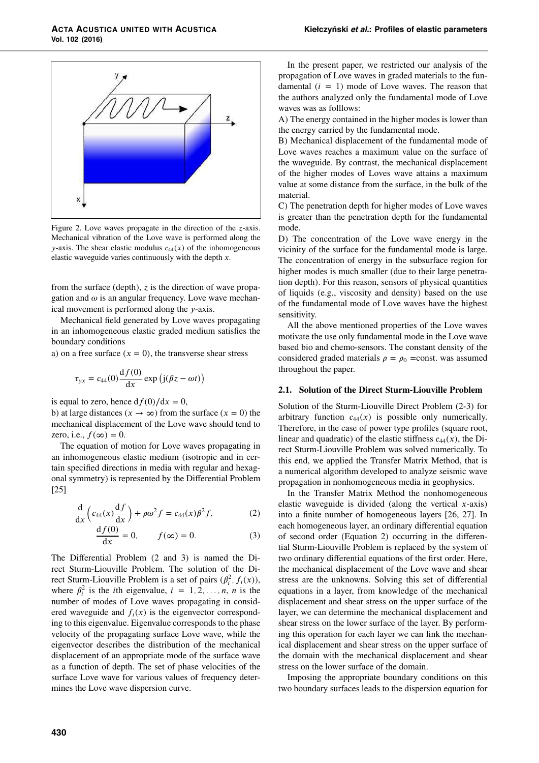Figure 2. Love waves propagate in the direction of the $z$-axis. Mechanical vibration of the Love wave is performed along the $y$-axis. The shear elastic modulus $c_{44}(x)$ of the inhomogeneous elastic waveguide varies continuously with the depth $x$.

from the surface (depth), $z$ is the direction of wave propagation and $\omega$ is an angular frequency. Love wave mechanical movement is performed along the $y$-axis.

Mechanical field generated by Love waves propagating in an inhomogeneous elastic graded medium satisfies the boundary conditions

a) on a free surface ($x = 0$), the transverse shear stress

$$\tau_{yx} = c_{44}(0)\frac{\mathrm{d}f(0)}{\mathrm{d}x}\exp\left(\mathrm{j}(\beta z - \omega t)\right)$$

is equal to zero, hence $\mathrm{d}f(0)/\mathrm{d}x = 0$,

b) at large distances ($x \to \infty$) from the surface ($x = 0$) the mechanical displacement of the Love wave should tend to zero, i.e., $f(\infty) = 0$.

The equation of motion for Love waves propagating in an inhomogeneous elastic medium (isotropic and in certain specified directions in media with regular and hexagonal symmetry) is represented by the Differential Problem [25]

$$\frac{\mathrm{d}}{\mathrm{d}x}\left(c_{44}(x)\frac{\mathrm{d}f}{\mathrm{d}x}\right) + \rho\omega^2 f = c_{44}(x)\beta^2 f, \tag{2}$$

$$\frac{\mathrm{d}f(0)}{\mathrm{d}x} = 0, \qquad f(\infty) = 0. \tag{3}$$

The Differential Problem (2 and 3) is named the Direct Sturm-Liouville Problem. The solution of the Direct Sturm-Liouville Problem is a set of pairs $(\beta_i^2, f_i(x))$, where $\beta_i^2$ is the $i$th eigenvalue, $i = 1, 2, \ldots, n$, $n$ is the number of modes of Love waves propagating in considered waveguide and $f_i(x)$ is the eigenvector corresponding to this eigenvalue. Eigenvalue corresponds to the phase velocity of the propagating surface Love wave, while the eigenvector describes the distribution of the mechanical displacement of an appropriate mode of the surface wave as a function of depth. The set of phase velocities of the surface Love wave for various values of frequency determines the Love wave dispersion curve.

In the present paper, we restricted our analysis of the propagation of Love waves in graded materials to the fundamental ($i = 1$) mode of Love waves. The reason that the authors analyzed only the fundamental mode of Love waves was as folllows:

A) The energy contained in the higher modes is lower than the energy carried by the fundamental mode.

B) Mechanical displacement of the fundamental mode of Love waves reaches a maximum value on the surface of the waveguide. By contrast, the mechanical displacement of the higher modes of Loves wave attains a maximum value at some distance from the surface, in the bulk of the material.

C) The penetration depth for higher modes of Love waves is greater than the penetration depth for the fundamental mode.

D) The concentration of the Love wave energy in the vicinity of the surface for the fundamental mode is large. The concentration of energy in the subsurface region for higher modes is much smaller (due to their large penetration depth). For this reason, sensors of physical quantities of liquids (e.g., viscosity and density) based on the use of the fundamental mode of Love waves have the highest sensitivity.

All the above mentioned properties of the Love waves motivate the use only fundamental mode in the Love wave based bio and chemo-sensors. The constant density of the considered graded materials $\rho = \rho_0$ =const. was assumed throughout the paper.

### 2.1. Solution of the Direct Sturm-Liouville Problem

Solution of the Sturm-Liouville Direct Problem (2-3) for arbitrary function $c_{44}(x)$ is possible only numerically. Therefore, in the case of power type profiles (square root, linear and quadratic) of the elastic stiffness $c_{44}(x)$, the Direct Sturm-Liouville Problem was solved numerically. To this end, we applied the Transfer Matrix Method, that is a numerical algorithm developed to analyze seismic wave propagation in nonhomogeneous media in geophysics.

In the Transfer Matrix Method the nonhomogeneous elastic waveguide is divided (along the vertical $x$-axis) into a finite number of homogeneous layers [26, 27]. In each homogeneous layer, an ordinary differential equation of second order (Equation 2) occurring in the differential Sturm-Liouville Problem is replaced by the system of two ordinary differential equations of the first order. Here, the mechanical displacement of the Love wave and shear stress are the unknowns. Solving this set of differential equations in a layer, from knowledge of the mechanical displacement and shear stress on the upper surface of the layer, we can determine the mechanical displacement and shear stress on the lower surface of the layer. By performing this operation for each layer we can link the mechanical displacement and shear stress on the upper surface of the domain with the mechanical displacement and shear stress on the lower surface of the domain.

Imposing the appropriate boundary conditions on this two boundary surfaces leads to the dispersion equation for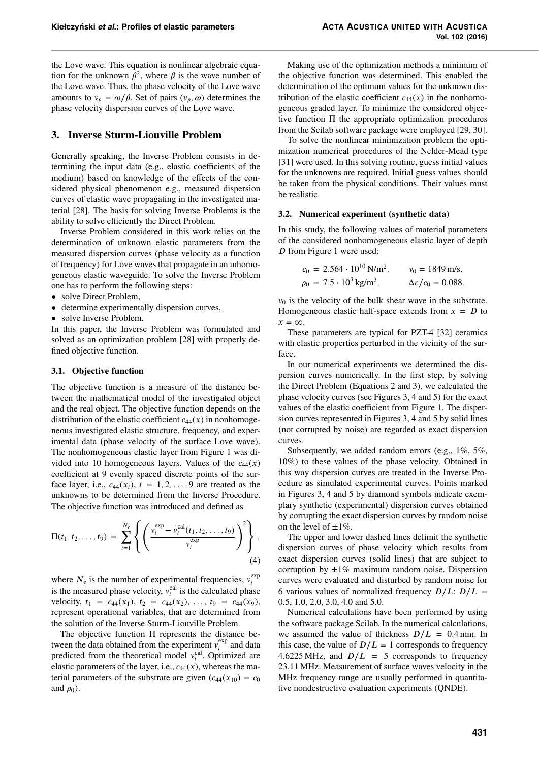the Love wave. This equation is nonlinear algebraic equation for the unknown $\beta^2$, where $\beta$ is the wave number of the Love wave. Thus, the phase velocity of the Love wave amounts to $v_p = \omega/\beta$. Set of pairs $(v_p, \omega)$ determines the phase velocity dispersion curves of the Love wave.

## 3. Inverse Sturm-Liouville Problem

Generally speaking, the Inverse Problem consists in determining the input data (e.g., elastic coefficients of the medium) based on knowledge of the effects of the considered physical phenomenon e.g., measured dispersion curves of elastic wave propagating in the investigated material [28]. The basis for solving Inverse Problems is the ability to solve efficiently the Direct Problem.

Inverse Problem considered in this work relies on the determination of unknown elastic parameters from the measured dispersion curves (phase velocity as a function of frequency) for Love waves that propagate in an inhomogeneous elastic waveguide. To solve the Inverse Problem one has to perform the following steps:

- solve Direct Problem,
- determine experimentally dispersion curves,
- solve Inverse Problem.

In this paper, the Inverse Problem was formulated and solved as an optimization problem [28] with properly defined objective function.

### 3.1. Objective function

The objective function is a measure of the distance between the mathematical model of the investigated object and the real object. The objective function depends on the distribution of the elastic coefficient $c_{44}(x)$ in nonhomogeneous investigated elastic structure, frequency, and experimental data (phase velocity of the surface Love wave). The nonhomogeneous elastic layer from Figure 1 was divided into 10 homogeneous layers. Values of the $c_{44}(x)$ coefficient at 9 evenly spaced discrete points of the surface layer, i.e., $c_{44}(x_i)$, $i = 1, 2, \ldots, 9$ are treated as the unknowns to be determined from the Inverse Procedure. The objective function was introduced and defined as

$$\Pi(t_1, t_2, \ldots, t_9) = \sum_{i=1}^{N_e} \left\{ \left( \frac{v_i^{\text{exp}} - v_i^{\text{cal}}(t_1, t_2, \ldots, t_9)}{v_i^{\text{exp}}} \right)^2 \right\}, \tag{4}$$

where $N_e$ is the number of experimental frequencies, $v_i^{\text{exp}}$ is the measured phase velocity, $v_i^{\text{cal}}$ is the calculated phase velocity, $t_1 = c_{44}(x_1)$, $t_2 = c_{44}(x_2)$, ..., $t_9 = c_{44}(x_9)$, represent operational variables, that are determined from the solution of the Inverse Sturm-Liouville Problem.

The objective function $\Pi$ represents the distance between the data obtained from the experiment $v_i^{\text{exp}}$ and data predicted from the theoretical model $v_i^{\text{cal}}$. Optimized are elastic parameters of the layer, i.e., $c_{44}(x)$, whereas the material parameters of the substrate are given ($c_{44}(x_{10}) = c_0$ and $\rho_0$).

Making use of the optimization methods a minimum of the objective function was determined. This enabled the determination of the optimum values for the unknown distribution of the elastic coefficient $c_{44}(x)$ in the nonhomogeneous graded layer. To minimize the considered objective function $\Pi$ the appropriate optimization procedures from the Scilab software package were employed [29, 30].

To solve the nonlinear minimization problem the optimization numerical procedures of the Nelder-Mead type [31] were used. In this solving routine, guess initial values for the unknowns are required. Initial guess values should be taken from the physical conditions. Their values must be realistic.

### 3.2. Numerical experiment (synthetic data)

In this study, the following values of material parameters of the considered nonhomogeneous elastic layer of depth $D$ from Figure 1 were used:

$$c_0 = 2.564 \cdot 10^{10}\,\text{N/m}^2, \qquad v_0 = 1849\,\text{m/s},$$
$$\rho_0 = 7.5 \cdot 10^3\,\text{kg/m}^3, \qquad \Delta c/c_0 = 0.088.$$

$v_0$ is the velocity of the bulk shear wave in the substrate. Homogeneous elastic half-space extends from $x = D$ to $x = \infty$.

These parameters are typical for PZT-4 [32] ceramics with elastic properties perturbed in the vicinity of the surface.

In our numerical experiments we determined the dispersion curves numerically. In the first step, by solving the Direct Problem (Equations 2 and 3), we calculated the phase velocity curves (see Figures 3, 4 and 5) for the exact values of the elastic coefficient from Figure 1. The dispersion curves represented in Figures 3, 4 and 5 by solid lines (not corrupted by noise) are regarded as exact dispersion curves.

Subsequently, we added random errors (e.g., 1%, 5%, 10%) to these values of the phase velocity. Obtained in this way dispersion curves are treated in the Inverse Procedure as simulated experimental curves. Points marked in Figures 3, 4 and 5 by diamond symbols indicate exemplary synthetic (experimental) dispersion curves obtained by corrupting the exact dispersion curves by random noise on the level of $\pm 1\%$.

The upper and lower dashed lines delimit the synthetic dispersion curves of phase velocity which results from exact dispersion curves (solid lines) that are subject to corruption by $\pm 1\%$ maximum random noise. Dispersion curves were evaluated and disturbed by random noise for 6 various values of normalized frequency $D/L$: $D/L =$ 0.5, 1.0, 2.0, 3.0, 4.0 and 5.0.

Numerical calculations have been performed by using the software package Scilab. In the numerical calculations, we assumed the value of thickness $D/L = 0.4$ mm. In this case, the value of $D/L = 1$ corresponds to frequency 4.6225 MHz, and $D/L = 5$ corresponds to frequency 23.11 MHz. Measurement of surface waves velocity in the MHz frequency range are usually performed in quantitative nondestructive evaluation experiments (QNDE).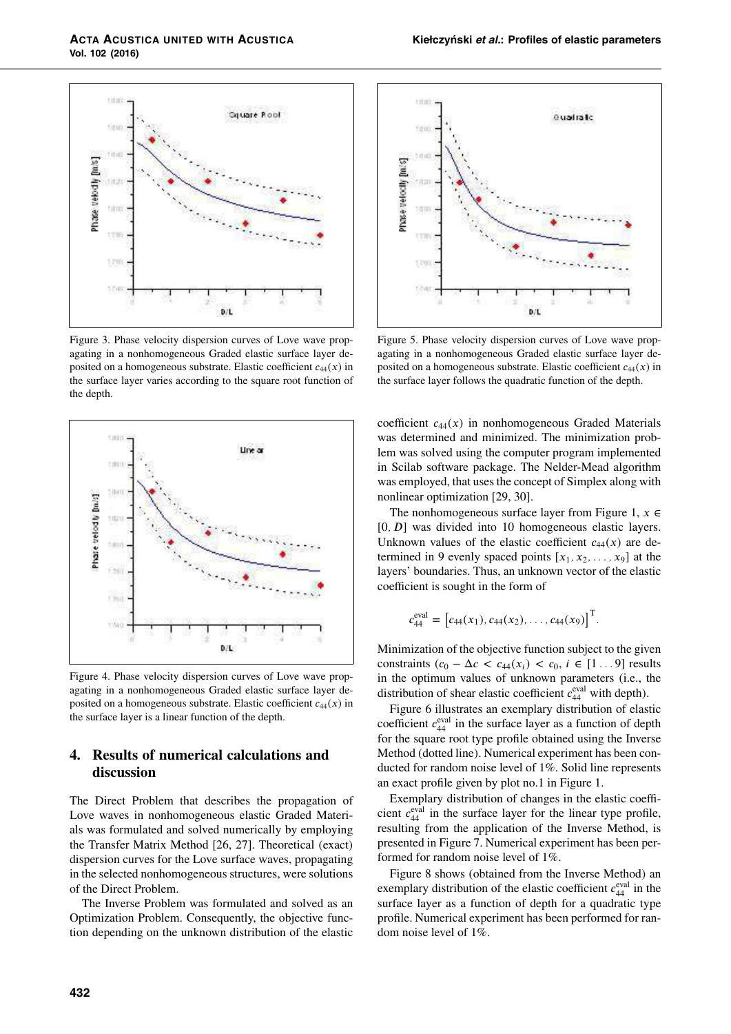Figure 3. Phase velocity dispersion curves of Love wave propagating in a nonhomogeneous Graded elastic surface layer deposited on a homogeneous substrate. Elastic coefficient $c_{44}(x)$ in the surface layer varies according to the square root function of the depth.

Figure 4. Phase velocity dispersion curves of Love wave propagating in a nonhomogeneous Graded elastic surface layer deposited on a homogeneous substrate. Elastic coefficient $c_{44}(x)$ in the surface layer is a linear function of the depth.

## 4. Results of numerical calculations and discussion

The Direct Problem that describes the propagation of Love waves in nonhomogeneous elastic Graded Materials was formulated and solved numerically by employing the Transfer Matrix Method [26, 27]. Theoretical (exact) dispersion curves for the Love surface waves, propagating in the selected nonhomogeneous structures, were solutions of the Direct Problem.

The Inverse Problem was formulated and solved as an Optimization Problem. Consequently, the objective function depending on the unknown distribution of the elastic coefficient $c_{44}(x)$ in nonhomogeneous Graded Materials was determined and minimized. The minimization problem was solved using the computer program implemented in Scilab software package. The Nelder-Mead algorithm was employed, that uses the concept of Simplex along with nonlinear optimization [29, 30].

Figure 5. Phase velocity dispersion curves of Love wave propagating in a nonhomogeneous Graded elastic surface layer deposited on a homogeneous substrate. Elastic coefficient $c_{44}(x)$ in the surface layer follows the quadratic function of the depth.

The nonhomogeneous surface layer from Figure 1, $x \in [0, D]$ was divided into 10 homogeneous elastic layers. Unknown values of the elastic coefficient $c_{44}(x)$ are determined in 9 evenly spaced points $[x_1, x_2, \ldots, x_9]$ at the layers' boundaries. Thus, an unknown vector of the elastic coefficient is sought in the form of

$$c_{44}^{\text{eval}} = \left[c_{44}(x_1), c_{44}(x_2), \ldots, c_{44}(x_9)\right]^{\text{T}}.$$

Minimization of the objective function subject to the given constraints ($c_0 - \Delta c < c_{44}(x_i) < c_0$, $i \in [1 \ldots 9]$ results in the optimum values of unknown parameters (i.e., the distribution of shear elastic coefficient $c_{44}^{\text{eval}}$ with depth).

Figure 6 illustrates an exemplary distribution of elastic coefficient $c_{44}^{\text{eval}}$ in the surface layer as a function of depth for the square root type profile obtained using the Inverse Method (dotted line). Numerical experiment has been conducted for random noise level of 1%. Solid line represents an exact profile given by plot no.1 in Figure 1.

Exemplary distribution of changes in the elastic coefficient $c_{44}^{\text{eval}}$ in the surface layer for the linear type profile, resulting from the application of the Inverse Method, is presented in Figure 7. Numerical experiment has been performed for random noise level of 1%.

Figure 8 shows (obtained from the Inverse Method) an exemplary distribution of the elastic coefficient $c_{44}^{\text{eval}}$ in the surface layer as a function of depth for a quadratic type profile. Numerical experiment has been performed for random noise level of 1%.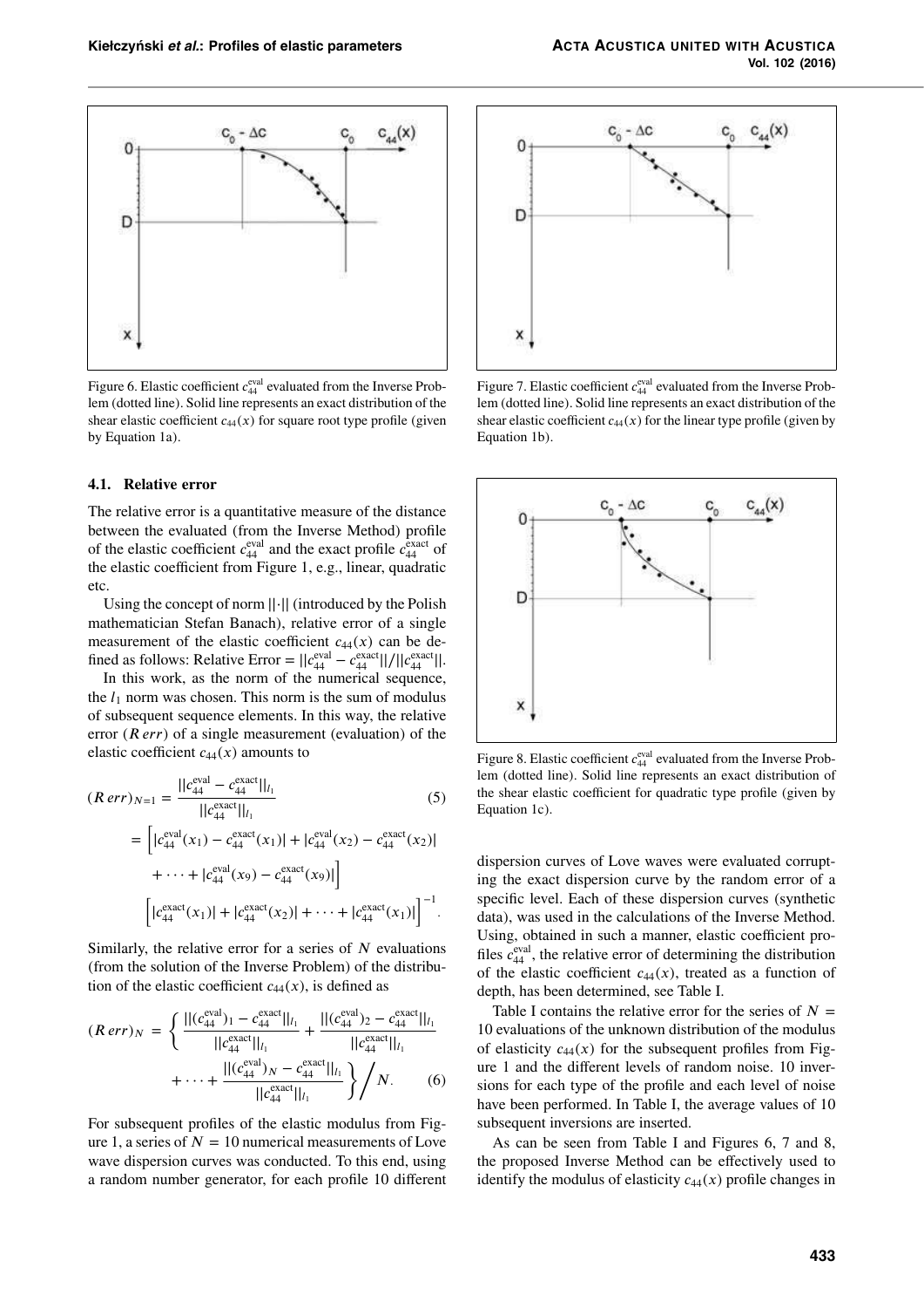Figure 6. Elastic coefficient $c_{44}^{\text{eval}}$ evaluated from the Inverse Problem (dotted line). Solid line represents an exact distribution of the shear elastic coefficient $c_{44}(x)$ for square root type profile (given by Equation 1a).

Figure 7. Elastic coefficient $c_{44}^{\text{eval}}$ evaluated from the Inverse Problem (dotted line). Solid line represents an exact distribution of the shear elastic coefficient $c_{44}(x)$ for the linear type profile (given by Equation 1b).

Figure 8. Elastic coefficient $c_{44}^{\text{eval}}$ evaluated from the Inverse Problem (dotted line). Solid line represents an exact distribution of the shear elastic coefficient for quadratic type profile (given by Equation 1c).

### 4.1. Relative error

The relative error is a quantitative measure of the distance between the evaluated (from the Inverse Method) profile of the elastic coefficient $c_{44}^{\text{eval}}$ and the exact profile $c_{44}^{\text{exact}}$ of the elastic coefficient from Figure 1, e.g., linear, quadratic etc.

Using the concept of norm $||\cdot||$ (introduced by the Polish mathematician Stefan Banach), relative error of a single measurement of the elastic coefficient $c_{44}(x)$ can be defined as follows: Relative Error $= ||c_{44}^{\text{eval}} - c_{44}^{\text{exact}}||/||c_{44}^{\text{exact}}||$.

In this work, as the norm of the numerical sequence, the $l_1$ norm was chosen. This norm is the sum of modulus of subsequent sequence elements. In this way, the relative error ($R\,err$) of a single measurement (evaluation) of the elastic coefficient $c_{44}(x)$ amounts to

$$
\begin{aligned}
(R\,err)_{N=1} &= \frac{||c_{44}^{\text{eval}} - c_{44}^{\text{exact}}||_{l_1}}{||c_{44}^{\text{exact}}||_{l_1}} \qquad (5)\\
&= \Big[|c_{44}^{\text{eval}}(x_1) - c_{44}^{\text{exact}}(x_1)| + |c_{44}^{\text{eval}}(x_2) - c_{44}^{\text{exact}}(x_2)| \\
&\quad + \cdots + |c_{44}^{\text{eval}}(x_9) - c_{44}^{\text{exact}}(x_9)|\Big] \\
&\quad \Big[|c_{44}^{\text{exact}}(x_1)| + |c_{44}^{\text{exact}}(x_2)| + \cdots + |c_{44}^{\text{exact}}(x_1)|\Big]^{-1}.
\end{aligned}
$$

Similarly, the relative error for a series of $N$ evaluations (from the solution of the Inverse Problem) of the distribution of the elastic coefficient $c_{44}(x)$, is defined as

$$
\begin{aligned}
(R\,err)_N = \Bigg\{ &\frac{||(c_{44}^{\text{eval}})_1 - c_{44}^{\text{exact}}||_{l_1}}{||c_{44}^{\text{exact}}||_{l_1}} + \frac{||(c_{44}^{\text{eval}})_2 - c_{44}^{\text{exact}}||_{l_1}}{||c_{44}^{\text{exact}}||_{l_1}} \\
&+ \cdots + \frac{||(c_{44}^{\text{eval}})_N - c_{44}^{\text{exact}}||_{l_1}}{||c_{44}^{\text{exact}}||_{l_1}} \Bigg\} \Bigg/ N. \qquad (6)
\end{aligned}
$$

For subsequent profiles of the elastic modulus from Figure 1, a series of $N = 10$ numerical measurements of Love wave dispersion curves was conducted. To this end, using a random number generator, for each profile 10 different dispersion curves of Love waves were evaluated corrupting the exact dispersion curve by the random error of a specific level. Each of these dispersion curves (synthetic data), was used in the calculations of the Inverse Method. Using, obtained in such a manner, elastic coefficient profiles $c_{44}^{\text{eval}}$, the relative error of determining the distribution of the elastic coefficient $c_{44}(x)$, treated as a function of depth, has been determined, see Table I.

Table I contains the relative error for the series of $N = 10$ evaluations of the unknown distribution of the modulus of elasticity $c_{44}(x)$ for the subsequent profiles from Figure 1 and the different levels of random noise. 10 inversions for each type of the profile and each level of noise have been performed. In Table I, the average values of 10 subsequent inversions are inserted.

As can be seen from Table I and Figures 6, 7 and 8, the proposed Inverse Method can be effectively used to identify the modulus of elasticity $c_{44}(x)$ profile changes in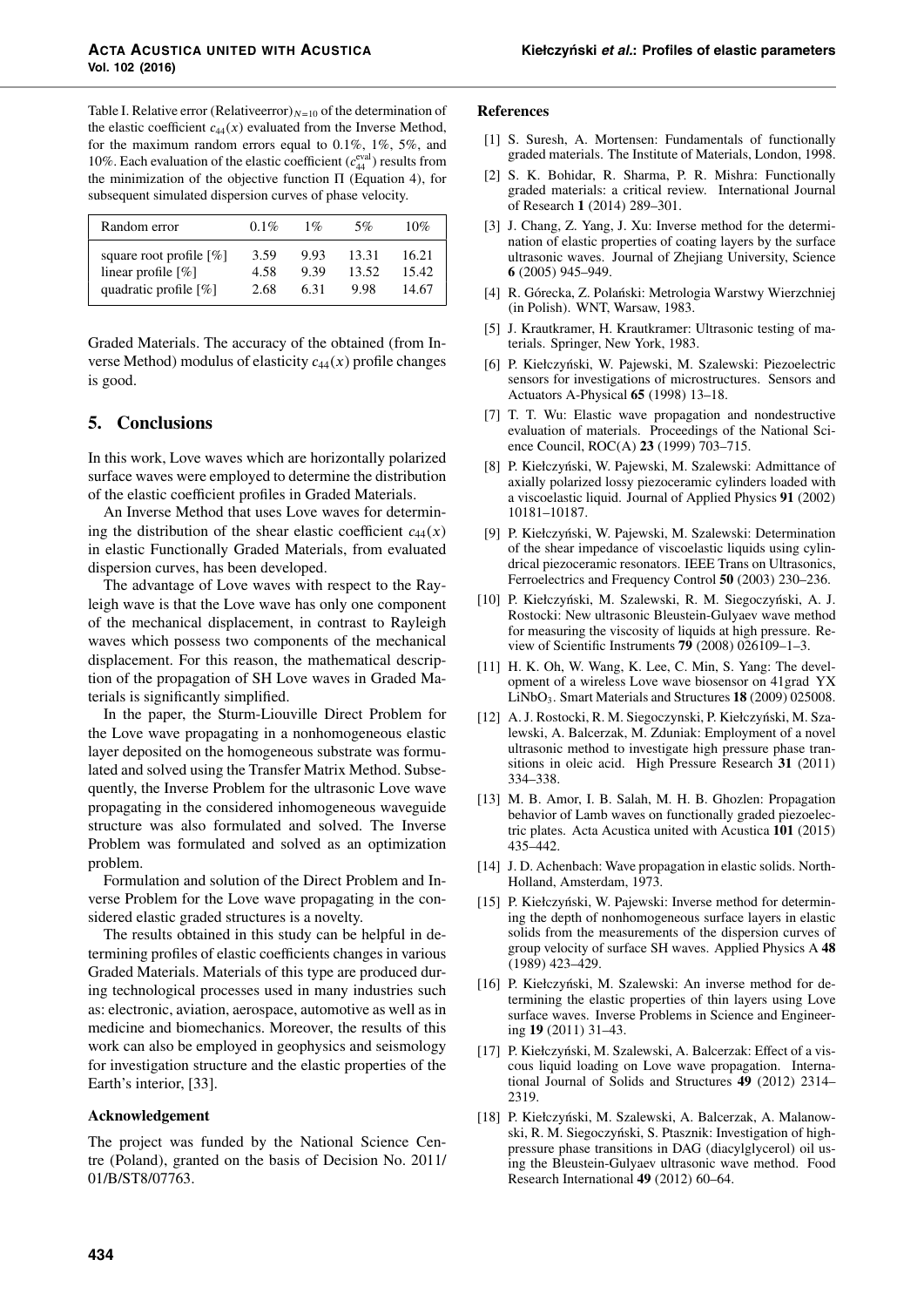Table I. Relative error (Relativeerror)$_{N=10}$ of the determination of the elastic coefficient $c_{44}(x)$ evaluated from the Inverse Method, for the maximum random errors equal to 0.1%, 1%, 5%, and 10%. Each evaluation of the elastic coefficient ($c_{44}^{\text{eval}}$) results from the minimization of the objective function $\Pi$ (Equation 4), for subsequent simulated dispersion curves of phase velocity.

| Random error | 0.1% | 1% | 5% | 10% |
|---|---|---|---|---|
| square root profile [%] | 3.59 | 9.93 | 13.31 | 16.21 |
| linear profile [%] | 4.58 | 9.39 | 13.52 | 15.42 |
| quadratic profile [%] | 2.68 | 6.31 | 9.98 | 14.67 |

Graded Materials. The accuracy of the obtained (from Inverse Method) modulus of elasticity $c_{44}(x)$ profile changes is good.

## 5. Conclusions

In this work, Love waves which are horizontally polarized surface waves were employed to determine the distribution of the elastic coefficient profiles in Graded Materials.

An Inverse Method that uses Love waves for determining the distribution of the shear elastic coefficient $c_{44}(x)$ in elastic Functionally Graded Materials, from evaluated dispersion curves, has been developed.

The advantage of Love waves with respect to the Rayleigh wave is that the Love wave has only one component of the mechanical displacement, in contrast to Rayleigh waves which possess two components of the mechanical displacement. For this reason, the mathematical description of the propagation of SH Love waves in Graded Materials is significantly simplified.

In the paper, the Sturm-Liouville Direct Problem for the Love wave propagating in a nonhomogeneous elastic layer deposited on the homogeneous substrate was formulated and solved using the Transfer Matrix Method. Subsequently, the Inverse Problem for the ultrasonic Love wave propagating in the considered inhomogeneous waveguide structure was also formulated and solved. The Inverse Problem was formulated and solved as an optimization problem.

Formulation and solution of the Direct Problem and Inverse Problem for the Love wave propagating in the considered elastic graded structures is a novelty.

The results obtained in this study can be helpful in determining profiles of elastic coefficients changes in various Graded Materials. Materials of this type are produced during technological processes used in many industries such as: electronic, aviation, aerospace, automotive as well as in medicine and biomechanics. Moreover, the results of this work can also be employed in geophysics and seismology for investigation structure and the elastic properties of the Earth's interior, [33].

### Acknowledgement

The project was funded by the National Science Centre (Poland), granted on the basis of Decision No. 2011/01/B/ST8/07763.

### References

[1] S. Suresh, A. Mortensen: Fundamentals of functionally graded materials. The Institute of Materials, London, 1998.

[2] S. K. Bohidar, R. Sharma, P. R. Mishra: Functionally graded materials: a critical review. International Journal of Research **1** (2014) 289–301.

[3] J. Chang, Z. Yang, J. Xu: Inverse method for the determination of elastic properties of coating layers by the surface ultrasonic waves. Journal of Zhejiang University, Science **6** (2005) 945–949.

[4] R. Górecka, Z. Polański: Metrologia Warstwy Wierzchniej (in Polish). WNT, Warsaw, 1983.

[5] J. Krautkramer, H. Krautkramer: Ultrasonic testing of materials. Springer, New York, 1983.

[6] P. Kiełczyński, W. Pajewski, M. Szalewski: Piezoelectric sensors for investigations of microstructures. Sensors and Actuators A-Physical **65** (1998) 13–18.

[7] T. T. Wu: Elastic wave propagation and nondestructive evaluation of materials. Proceedings of the National Science Council, ROC(A) **23** (1999) 703–715.

[8] P. Kiełczyński, W. Pajewski, M. Szalewski: Admittance of axially polarized lossy piezoceramic cylinders loaded with a viscoelastic liquid. Journal of Applied Physics **91** (2002) 10181–10187.

[9] P. Kiełczyński, W. Pajewski, M. Szalewski: Determination of the shear impedance of viscoelastic liquids using cylindrical piezoceramic resonators. IEEE Trans on Ultrasonics, Ferroelectrics and Frequency Control **50** (2003) 230–236.

[10] P. Kiełczyński, M. Szalewski, R. M. Siegoczyński, A. J. Rostocki: New ultrasonic Bleustein-Gulyaev wave method for measuring the viscosity of liquids at high pressure. Review of Scientific Instruments **79** (2008) 026109–1–3.

[11] H. K. Oh, W. Wang, K. Lee, C. Min, S. Yang: The development of a wireless Love wave biosensor on 41grad YX $LiNbO_3$. Smart Materials and Structures **18** (2009) 025008.

[12] A. J. Rostocki, R. M. Siegoczynski, P. Kiełczyński, M. Szalewski, A. Balcerzak, M. Zduniak: Employment of a novel ultrasonic method to investigate high pressure phase transitions in oleic acid. High Pressure Research **31** (2011) 334–338.

[13] M. B. Amor, I. B. Salah, M. H. B. Ghozlen: Propagation behavior of Lamb waves on functionally graded piezoelectric plates. Acta Acustica united with Acustica **101** (2015) 435–442.

[14] J. D. Achenbach: Wave propagation in elastic solids. North-Holland, Amsterdam, 1973.

[15] P. Kiełczyński, W. Pajewski: Inverse method for determining the depth of nonhomogeneous surface layers in elastic solids from the measurements of the dispersion curves of group velocity of surface SH waves. Applied Physics A **48** (1989) 423–429.

[16] P. Kiełczyński, M. Szalewski: An inverse method for determining the elastic properties of thin layers using Love surface waves. Inverse Problems in Science and Engineering **19** (2011) 31–43.

[17] P. Kiełczyński, M. Szalewski, A. Balcerzak: Effect of a viscous liquid loading on Love wave propagation. International Journal of Solids and Structures **49** (2012) 2314–2319.

[18] P. Kiełczyński, M. Szalewski, A. Balcerzak, A. Malanowski, R. M. Siegoczyński, S. Ptasznik: Investigation of high-pressure phase transitions in DAG (diacylglycerol) oil using the Bleustein-Gulyaev ultrasonic wave method. Food Research International **49** (2012) 60–64.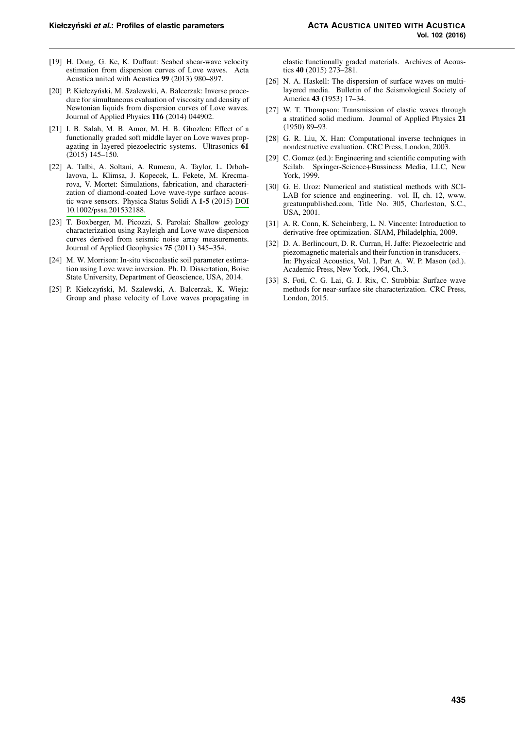[19] H. Dong, G. Ke, K. Duffaut: Seabed shear-wave velocity estimation from dispersion curves of Love waves. Acta Acustica united with Acustica **99** (2013) 980–897.

[20] P. Kiełczyński, M. Szalewski, A. Balcerzak: Inverse procedure for simultaneous evaluation of viscosity and density of Newtonian liquids from dispersion curves of Love waves. Journal of Applied Physics **116** (2014) 044902.

[21] I. B. Salah, M. B. Amor, M. H. B. Ghozlen: Effect of a functionally graded soft middle layer on Love waves propagating in layered piezoelectric systems. Ultrasonics **61** (2015) 145–150.

[22] A. Talbi, A. Soltani, A. Rumeau, A. Taylor, L. Drbohlavova, L. Klimsa, J. Kopecek, L. Fekete, M. Krecmarova, V. Mortet: Simulations, fabrication, and characterization of diamond-coated Love wave-type surface acoustic wave sensors. Physica Status Solidi A **1-5** (2015) DOI 10.1002/pssa.201532188.

[23] T. Boxberger, M. Picozzi, S. Parolai: Shallow geology characterization using Rayleigh and Love wave dispersion curves derived from seismic noise array measurements. Journal of Applied Geophysics **75** (2011) 345–354.

[24] M. W. Morrison: In-situ viscoelastic soil parameter estimation using Love wave inversion. Ph. D. Dissertation, Boise State University, Department of Geoscience, USA, 2014.

[25] P. Kiełczyński, M. Szalewski, A. Balcerzak, K. Wieja: Group and phase velocity of Love waves propagating in elastic functionally graded materials. Archives of Acoustics **40** (2015) 273–281.

[26] N. A. Haskell: The dispersion of surface waves on multilayered media. Bulletin of the Seismological Society of America **43** (1953) 17–34.

[27] W. T. Thompson: Transmission of elastic waves through a stratified solid medium. Journal of Applied Physics **21** (1950) 89–93.

[28] G. R. Liu, X. Han: Computational inverse techniques in nondestructive evaluation. CRC Press, London, 2003.

[29] C. Gomez (ed.): Engineering and scientific computing with Scilab. Springer-Science+Bussiness Media, LLC, New York, 1999.

[30] G. E. Uroz: Numerical and statistical methods with SCILAB for science and engineering. vol. II, ch. 12, www.greatunpublished.com, Title No. 305, Charleston, S.C., USA, 2001.

[31] A. R. Conn, K. Scheinberg, L. N. Vincente: Introduction to derivative-free optimization. SIAM, Philadelphia, 2009.

[32] D. A. Berlincourt, D. R. Curran, H. Jaffe: Piezoelectric and piezomagnetic materials and their function in transducers. – In: Physical Acoustics, Vol. I, Part A. W. P. Mason (ed.). Academic Press, New York, 1964, Ch.3.

[33] S. Foti, C. G. Lai, G. J. Rix, C. Strobbia: Surface wave methods for near-surface site characterization. CRC Press, London, 2015.